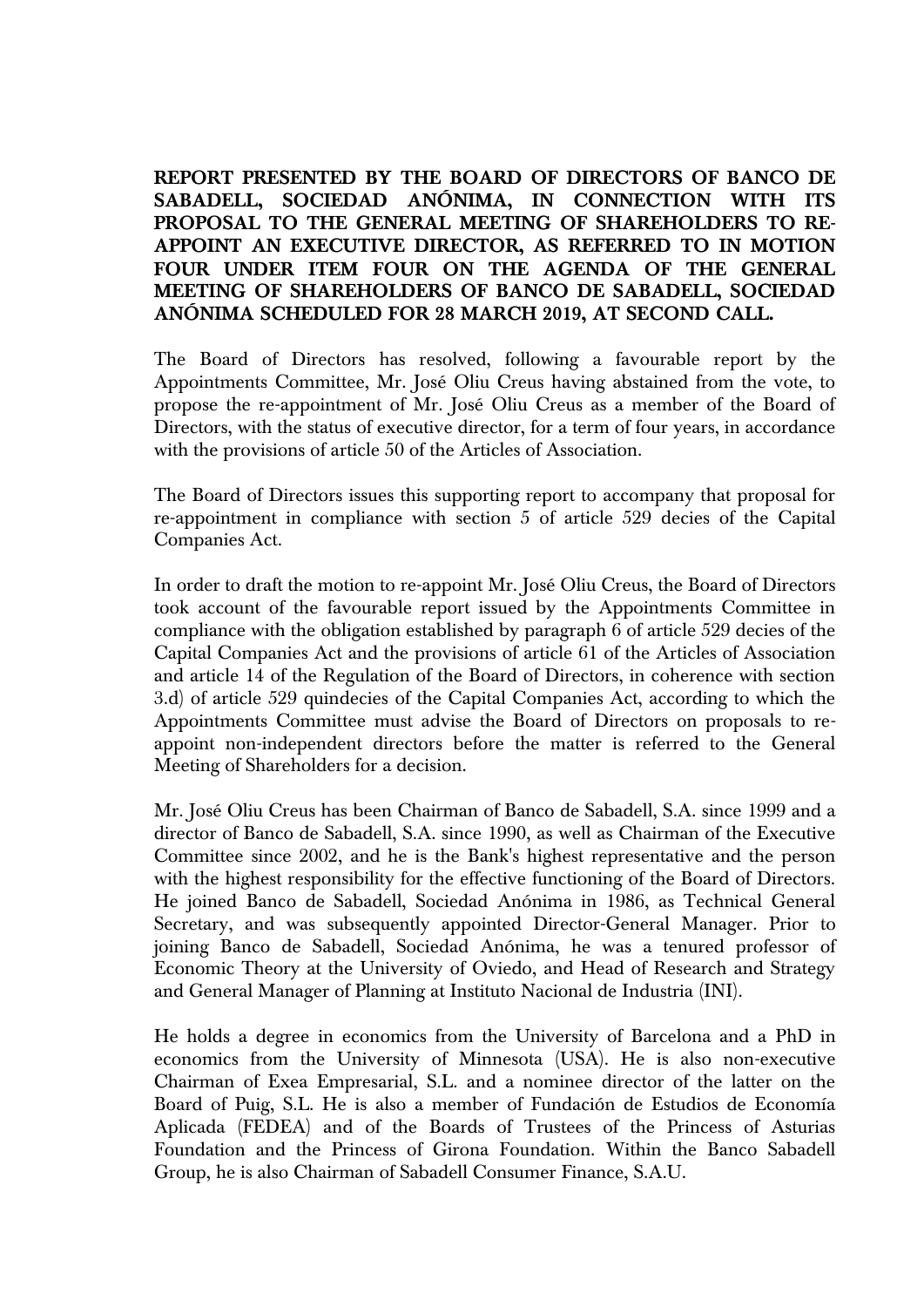**REPORT PRESENTED BY THE BOARD OF DIRECTORS OF BANCO DE SABADELL, SOCIEDAD ANÓNIMA, IN CONNECTION WITH ITS PROPOSAL TO THE GENERAL MEETING OF SHAREHOLDERS TO RE-APPOINT AN EXECUTIVE DIRECTOR, AS REFERRED TO IN MOTION FOUR UNDER ITEM FOUR ON THE AGENDA OF THE GENERAL MEETING OF SHAREHOLDERS OF BANCO DE SABADELL, SOCIEDAD ANÓNIMA SCHEDULED FOR 28 MARCH 2019, AT SECOND CALL.**

The Board of Directors has resolved, following a favourable report by the Appointments Committee, Mr. José Oliu Creus having abstained from the vote, to propose the re-appointment of Mr. José Oliu Creus as a member of the Board of Directors, with the status of executive director, for a term of four years, in accordance with the provisions of article 50 of the Articles of Association.

The Board of Directors issues this supporting report to accompany that proposal for re-appointment in compliance with section 5 of article 529 decies of the Capital Companies Act.

In order to draft the motion to re-appoint Mr. José Oliu Creus, the Board of Directors took account of the favourable report issued by the Appointments Committee in compliance with the obligation established by paragraph 6 of article 529 decies of the Capital Companies Act and the provisions of article 61 of the Articles of Association and article 14 of the Regulation of the Board of Directors, in coherence with section 3.d) of article 529 quindecies of the Capital Companies Act, according to which the Appointments Committee must advise the Board of Directors on proposals to re-appoint non-independent directors before the matter is referred to the General Meeting of Shareholders for a decision.

Mr. José Oliu Creus has been Chairman of Banco de Sabadell, S.A. since 1999 and a director of Banco de Sabadell, S.A. since 1990, as well as Chairman of the Executive Committee since 2002, and he is the Bank's highest representative and the person with the highest responsibility for the effective functioning of the Board of Directors. He joined Banco de Sabadell, Sociedad Anónima in 1986, as Technical General Secretary, and was subsequently appointed Director-General Manager. Prior to joining Banco de Sabadell, Sociedad Anónima, he was a tenured professor of Economic Theory at the University of Oviedo, and Head of Research and Strategy and General Manager of Planning at Instituto Nacional de Industria (INI).

He holds a degree in economics from the University of Barcelona and a PhD in economics from the University of Minnesota (USA). He is also non-executive Chairman of Exea Empresarial, S.L. and a nominee director of the latter on the Board of Puig, S.L. He is also a member of Fundación de Estudios de Economía Aplicada (FEDEA) and of the Boards of Trustees of the Princess of Asturias Foundation and the Princess of Girona Foundation. Within the Banco Sabadell Group, he is also Chairman of Sabadell Consumer Finance, S.A.U.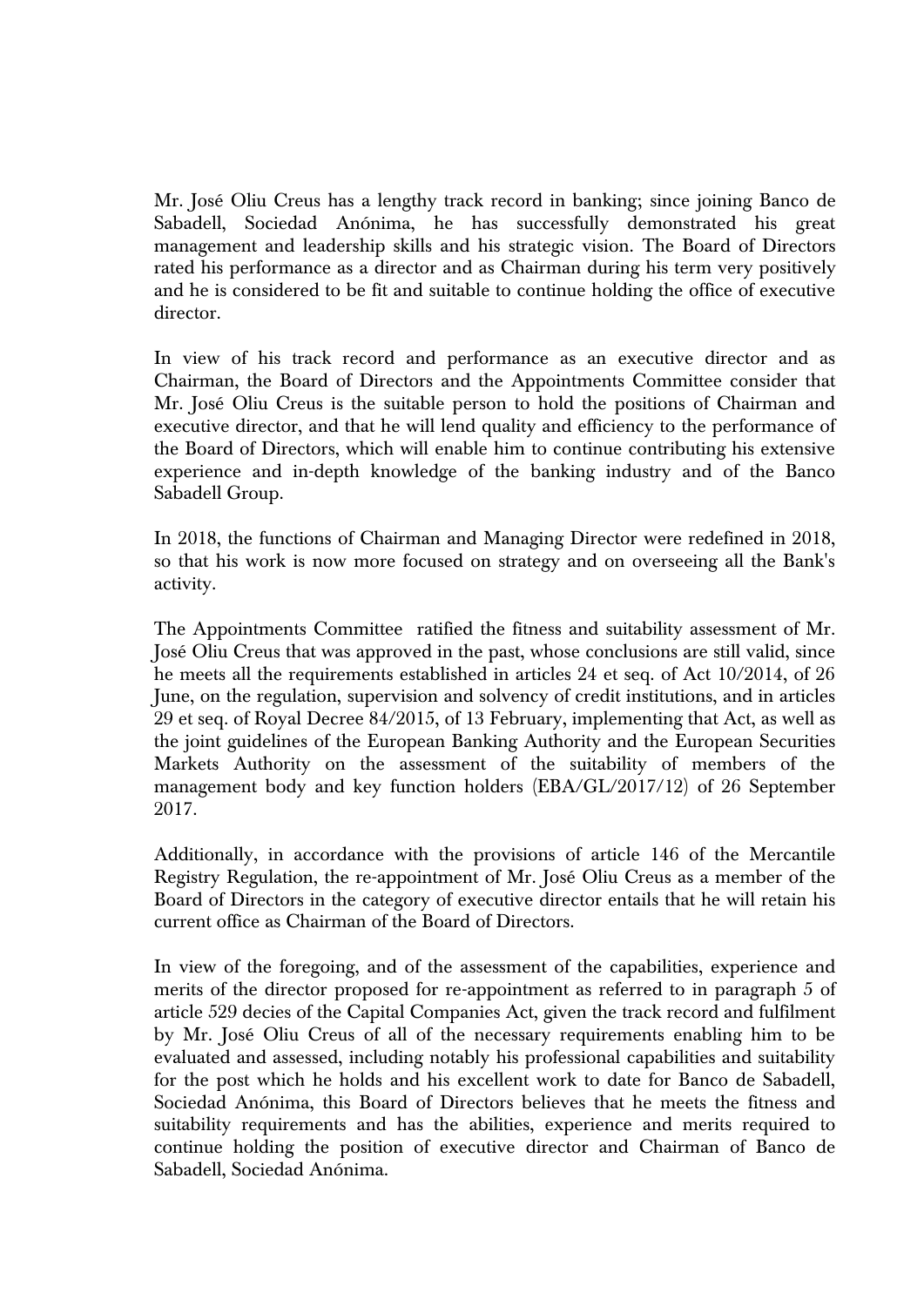Mr. José Oliu Creus has a lengthy track record in banking; since joining Banco de Sabadell, Sociedad Anónima, he has successfully demonstrated his great management and leadership skills and his strategic vision. The Board of Directors rated his performance as a director and as Chairman during his term very positively and he is considered to be fit and suitable to continue holding the office of executive director.

In view of his track record and performance as an executive director and as Chairman, the Board of Directors and the Appointments Committee consider that Mr. José Oliu Creus is the suitable person to hold the positions of Chairman and executive director, and that he will lend quality and efficiency to the performance of the Board of Directors, which will enable him to continue contributing his extensive experience and in-depth knowledge of the banking industry and of the Banco Sabadell Group.

In 2018, the functions of Chairman and Managing Director were redefined in 2018, so that his work is now more focused on strategy and on overseeing all the Bank's activity.

The Appointments Committee ratified the fitness and suitability assessment of Mr. José Oliu Creus that was approved in the past, whose conclusions are still valid, since he meets all the requirements established in articles 24 et seq. of Act 10/2014, of 26 June, on the regulation, supervision and solvency of credit institutions, and in articles 29 et seq. of Royal Decree 84/2015, of 13 February, implementing that Act, as well as the joint guidelines of the European Banking Authority and the European Securities Markets Authority on the assessment of the suitability of members of the management body and key function holders (EBA/GL/2017/12) of 26 September 2017.

Additionally, in accordance with the provisions of article 146 of the Mercantile Registry Regulation, the re-appointment of Mr. José Oliu Creus as a member of the Board of Directors in the category of executive director entails that he will retain his current office as Chairman of the Board of Directors.

In view of the foregoing, and of the assessment of the capabilities, experience and merits of the director proposed for re-appointment as referred to in paragraph 5 of article 529 decies of the Capital Companies Act, given the track record and fulfilment by Mr. José Oliu Creus of all of the necessary requirements enabling him to be evaluated and assessed, including notably his professional capabilities and suitability for the post which he holds and his excellent work to date for Banco de Sabadell, Sociedad Anónima, this Board of Directors believes that he meets the fitness and suitability requirements and has the abilities, experience and merits required to continue holding the position of executive director and Chairman of Banco de Sabadell, Sociedad Anónima.